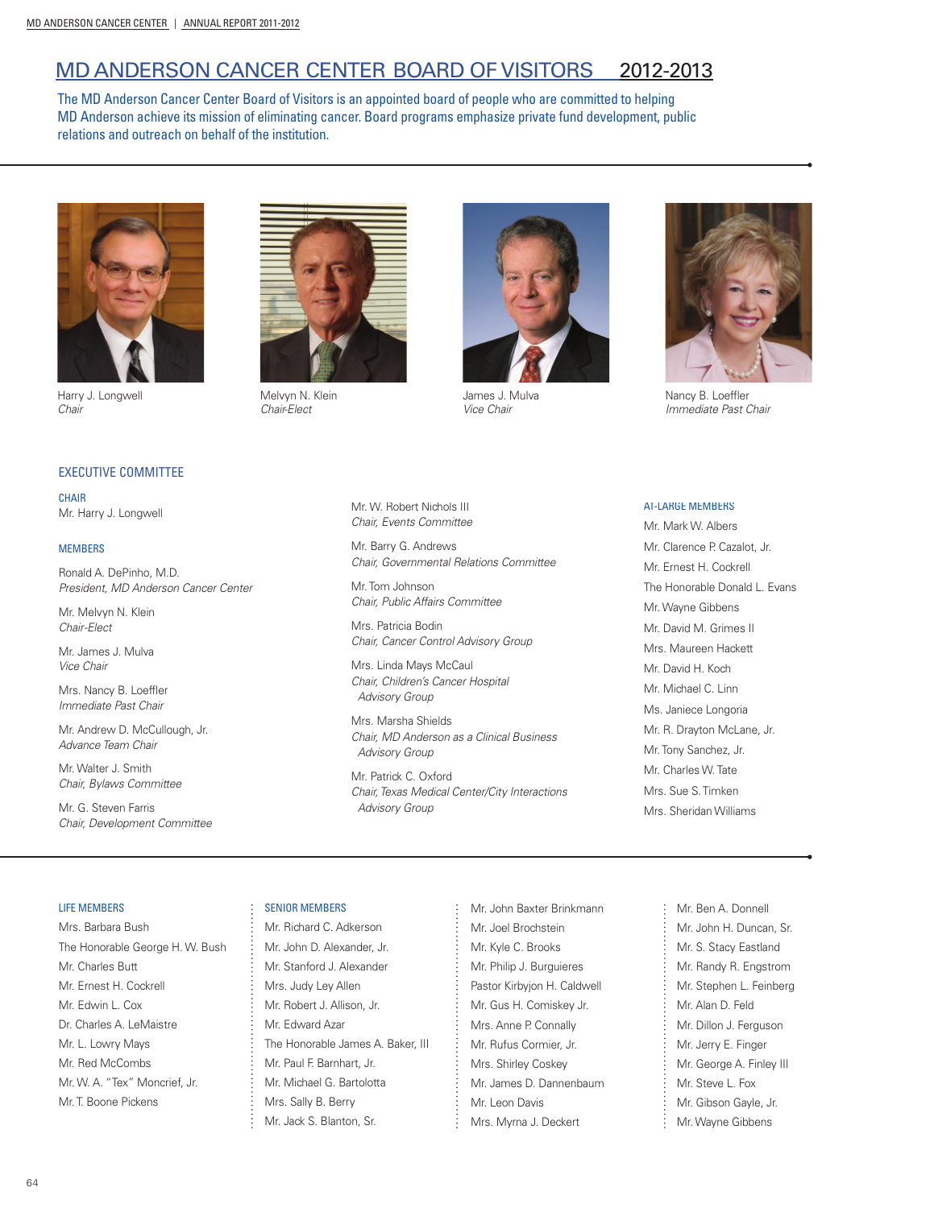# MD ANDERSON CANCER CENTER BOARD OF VISITORS 2012-2013

The MD Anderson Cancer Center Board of Visitors is an appointed board of people who are committed to helping MD Anderson achieve its mission of eliminating cancer. Board programs emphasize private fund development, public relations and outreach on behalf of the institution.

Harry J. Longwell
*Chair*

Melvyn N. Klein
*Chair-Elect*

James J. Mulva
*Vice Chair*

Nancy B. Loeffler
*Immediate Past Chair*

## EXECUTIVE COMMITTEE

### CHAIR

Mr. Harry J. Longwell

### MEMBERS

Ronald A. DePinho, M.D.
*President, MD Anderson Cancer Center*

Mr. Melvyn N. Klein
*Chair-Elect*

Mr. James J. Mulva
*Vice Chair*

Mrs. Nancy B. Loeffler
*Immediate Past Chair*

Mr. Andrew D. McCullough, Jr.
*Advance Team Chair*

Mr. Walter J. Smith
*Chair, Bylaws Committee*

Mr. G. Steven Farris
*Chair, Development Committee*

Mr. W. Robert Nichols III
*Chair, Events Committee*

Mr. Barry G. Andrews
*Chair, Governmental Relations Committee*

Mr. Tom Johnson
*Chair, Public Affairs Committee*

Mrs. Patricia Bodin
*Chair, Cancer Control Advisory Group*

Mrs. Linda Mays McCaul
*Chair, Children's Cancer Hospital Advisory Group*

Mrs. Marsha Shields
*Chair, MD Anderson as a Clinical Business Advisory Group*

Mr. Patrick C. Oxford
*Chair, Texas Medical Center/City Interactions Advisory Group*

### AT-LARGE MEMBERS

Mr. Mark W. Albers
Mr. Clarence P. Cazalot, Jr.
Mr. Ernest H. Cockrell
The Honorable Donald L. Evans
Mr. Wayne Gibbens
Mr. David M. Grimes II
Mrs. Maureen Hackett
Mr. David H. Koch
Mr. Michael C. Linn
Ms. Janiece Longoria
Mr. R. Drayton McLane, Jr.
Mr. Tony Sanchez, Jr.
Mr. Charles W. Tate
Mrs. Sue S. Timken
Mrs. Sheridan Williams

## LIFE MEMBERS

Mrs. Barbara Bush
The Honorable George H. W. Bush
Mr. Charles Butt
Mr. Ernest H. Cockrell
Mr. Edwin L. Cox
Dr. Charles A. LeMaistre
Mr. L. Lowry Mays
Mr. Red McCombs
Mr. W. A. "Tex" Moncrief, Jr.
Mr. T. Boone Pickens

## SENIOR MEMBERS

Mr. Richard C. Adkerson
Mr. John D. Alexander, Jr.
Mr. Stanford J. Alexander
Mrs. Judy Ley Allen
Mr. Robert J. Allison, Jr.
Mr. Edward Azar
The Honorable James A. Baker, III
Mr. Paul F. Barnhart, Jr.
Mr. Michael G. Bartolotta
Mrs. Sally B. Berry
Mr. Jack S. Blanton, Sr.
Mr. John Baxter Brinkmann
Mr. Joel Brochstein
Mr. Kyle C. Brooks
Mr. Philip J. Burguieres
Pastor Kirbyjon H. Caldwell
Mr. Gus H. Comiskey Jr.
Mrs. Anne P. Connally
Mr. Rufus Cormier, Jr.
Mrs. Shirley Coskey
Mr. James D. Dannenbaum
Mr. Leon Davis
Mrs. Myrna J. Deckert
Mr. Ben A. Donnell
Mr. John H. Duncan, Sr.
Mr. S. Stacy Eastland
Mr. Randy R. Engstrom
Mr. Stephen L. Feinberg
Mr. Alan D. Feld
Mr. Dillon J. Ferguson
Mr. Jerry E. Finger
Mr. George A. Finley III
Mr. Steve L. Fox
Mr. Gibson Gayle, Jr.
Mr. Wayne Gibbens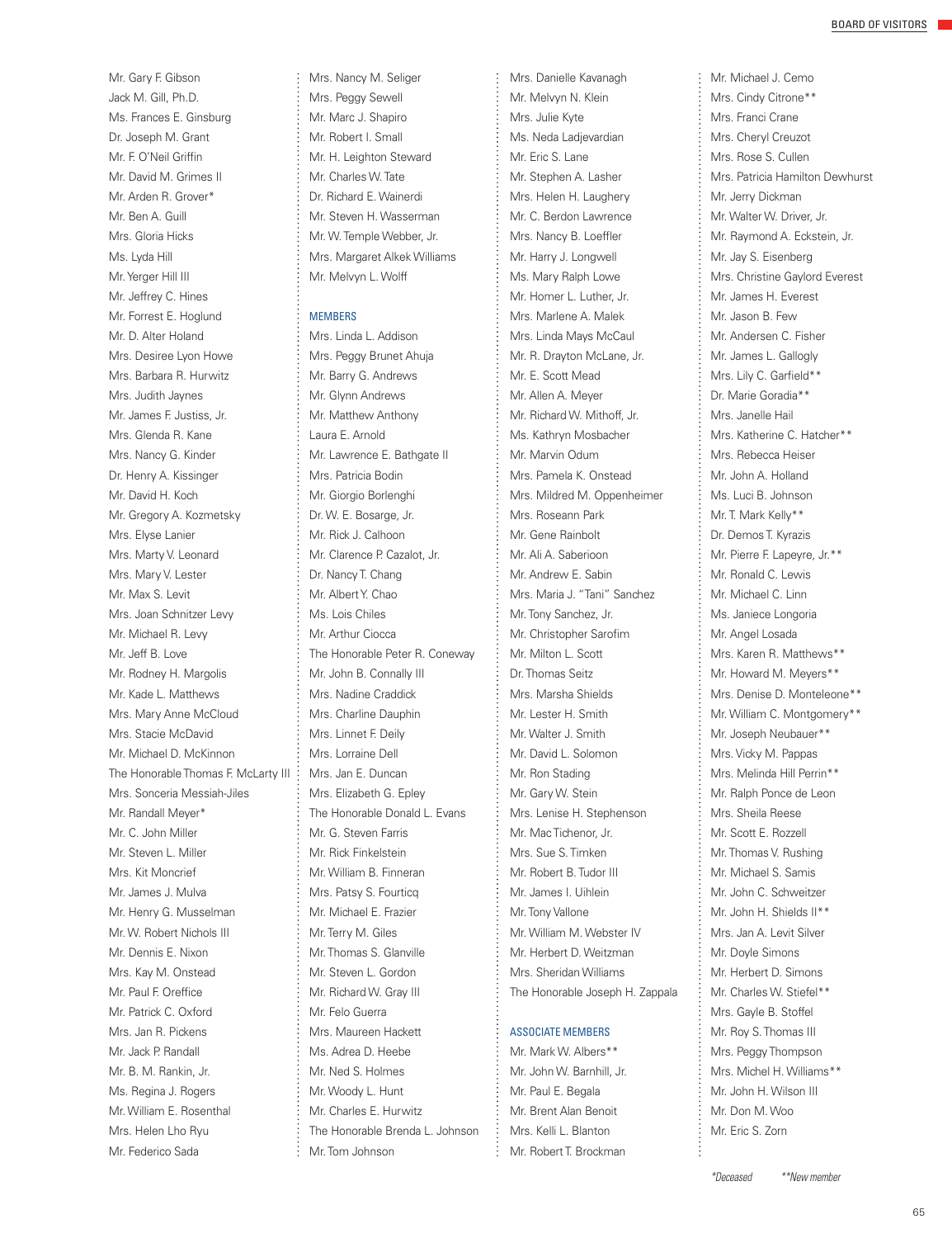Mr. Gary F. Gibson
Jack M. Gill, Ph.D.
Ms. Frances E. Ginsburg
Dr. Joseph M. Grant
Mr. F. O'Neil Griffin
Mr. David M. Grimes II
Mr. Arden R. Grover*
Mr. Ben A. Guill
Mrs. Gloria Hicks
Ms. Lyda Hill
Mr. Yerger Hill III
Mr. Jeffrey C. Hines
Mr. Forrest E. Hoglund
Mr. D. Alter Holand
Mrs. Desiree Lyon Howe
Mrs. Barbara R. Hurwitz
Mrs. Judith Jaynes
Mr. James F. Justiss, Jr.
Mrs. Glenda R. Kane
Mrs. Nancy G. Kinder
Dr. Henry A. Kissinger
Mr. David H. Koch
Mr. Gregory A. Kozmetsky
Mrs. Elyse Lanier
Mrs. Marty V. Leonard
Mrs. Mary V. Lester
Mr. Max S. Levit
Mrs. Joan Schnitzer Levy
Mr. Michael R. Levy
Mr. Jeff B. Love
Mr. Rodney H. Margolis
Mr. Kade L. Matthews
Mrs. Mary Anne McCloud
Mrs. Stacie McDavid
Mr. Michael D. McKinnon
The Honorable Thomas F. McLarty III
Mrs. Sonceria Messiah-Jiles
Mr. Randall Meyer*
Mr. C. John Miller
Mr. Steven L. Miller
Mrs. Kit Moncrief
Mr. James J. Mulva
Mr. Henry G. Musselman
Mr. W. Robert Nichols III
Mr. Dennis E. Nixon
Mrs. Kay M. Onstead
Mr. Paul F. Oreffice
Mr. Patrick C. Oxford
Mrs. Jan R. Pickens
Mr. Jack P. Randall
Mr. B. M. Rankin, Jr.
Ms. Regina J. Rogers
Mr. William E. Rosenthal
Mrs. Helen Lho Ryu
Mr. Federico Sada
Mrs. Nancy M. Seliger
Mrs. Peggy Sewell
Mr. Marc J. Shapiro
Mr. Robert I. Small
Mr. H. Leighton Steward
Mr. Charles W. Tate
Dr. Richard E. Wainerdi
Mr. Steven H. Wasserman
Mr. W. Temple Webber, Jr.
Mrs. Margaret Alkek Williams
Mr. Melvyn L. Wolff

## MEMBERS

Mrs. Linda L. Addison
Mrs. Peggy Brunet Ahuja
Mr. Barry G. Andrews
Mr. Glynn Andrews
Mr. Matthew Anthony
Laura E. Arnold
Mr. Lawrence E. Bathgate II
Mrs. Patricia Bodin
Mr. Giorgio Borlenghi
Dr. W. E. Bosarge, Jr.
Mr. Rick J. Calhoun
Mr. Clarence P. Cazalot, Jr.
Dr. Nancy T. Chang
Mr. Albert Y. Chao
Ms. Lois Chiles
Mr. Arthur Ciocca
The Honorable Peter R. Coneway
Mr. John B. Connally III
Mrs. Nadine Craddick
Mrs. Charline Dauphin
Mrs. Linnet F. Deily
Mrs. Lorraine Dell
Mrs. Jan E. Duncan
Mrs. Elizabeth G. Epley
The Honorable Donald L. Evans
Mr. G. Steven Farris
Mr. Rick Finkelstein
Mr. William B. Finneran
Mrs. Patsy S. Fourticq
Mr. Michael E. Frazier
Mr. Terry M. Giles
Mr. Thomas S. Glanville
Mr. Steven L. Gordon
Mr. Richard W. Gray III
Mr. Felo Guerra
Mrs. Maureen Hackett
Ms. Adrea D. Heebe
Mr. Ned S. Holmes
Mr. Woody L. Hunt
Mr. Charles E. Hurwitz
The Honorable Brenda L. Johnson
Mr. Tom Johnson
Mrs. Danielle Kavanagh
Mr. Melvyn N. Klein
Mrs. Julie Kyte
Ms. Neda Ladjevardian
Mr. Eric S. Lane
Mr. Stephen A. Lasher
Mrs. Helen H. Laughery
Mr. C. Berdon Lawrence
Mrs. Nancy B. Loeffler
Mr. Harry J. Longwell
Ms. Mary Ralph Lowe
Mr. Homer L. Luther, Jr.
Mrs. Marlene A. Malek
Mrs. Linda Mays McCaul
Mr. R. Drayton McLane, Jr.
Mr. E. Scott Mead
Mr. Allen A. Meyer
Mr. Richard W. Mithoff, Jr.
Ms. Kathryn Mosbacher
Mr. Marvin Odum
Mrs. Pamela K. Onstead
Mrs. Mildred M. Oppenheimer
Mrs. Roseann Park
Mr. Gene Rainbolt
Mr. Ali A. Saberioon
Mr. Andrew E. Sabin
Mrs. Maria J. "Tani" Sanchez
Mr. Tony Sanchez, Jr.
Mr. Christopher Sarofim
Mr. Milton L. Scott
Dr. Thomas Seitz
Mrs. Marsha Shields
Mr. Lester H. Smith
Mr. Walter J. Smith
Mr. David L. Solomon
Mr. Ron Stading
Mr. Gary W. Stein
Mrs. Lenise H. Stephenson
Mr. Mac Tichenor, Jr.
Mrs. Sue S. Timken
Mr. Robert B. Tudor III
Mr. James I. Uihlein
Mr. Tony Vallone
Mr. William M. Webster IV
Mr. Herbert D. Weitzman
Mrs. Sheridan Williams
The Honorable Joseph H. Zappala

## ASSOCIATE MEMBERS

Mr. Mark W. Albers**
Mr. John W. Barnhill, Jr.
Mr. Paul E. Begala
Mr. Brent Alan Benoit
Mrs. Kelli L. Blanton
Mr. Robert T. Brockman
Mr. Michael J. Cemo
Mrs. Cindy Citrone**
Mrs. Franci Crane
Mrs. Cheryl Creuzot
Mrs. Rose S. Cullen
Mrs. Patricia Hamilton Dewhurst
Mr. Jerry Dickman
Mr. Walter W. Driver, Jr.
Mr. Raymond A. Eckstein, Jr.
Mr. Jay S. Eisenberg
Mrs. Christine Gaylord Everest
Mr. James H. Everest
Mr. Jason B. Few
Mr. Andersen C. Fisher
Mr. James L. Gallogly
Mrs. Lily C. Garfield**
Dr. Marie Goradia**
Mrs. Janelle Hail
Mrs. Katherine C. Hatcher**
Mrs. Rebecca Heiser
Mr. John A. Holland
Ms. Luci B. Johnson
Mr. T. Mark Kelly**
Dr. Demos T. Kyrazis
Mr. Pierre F. Lapeyre, Jr.**
Mr. Ronald C. Lewis
Mr. Michael C. Linn
Ms. Janiece Longoria
Mr. Angel Losada
Mrs. Karen R. Matthews**
Mr. Howard M. Meyers**
Mrs. Denise D. Monteleone**
Mr. William C. Montgomery**
Mr. Joseph Neubauer**
Mrs. Vicky M. Pappas
Mrs. Melinda Hill Perrin**
Mr. Ralph Ponce de Leon
Mrs. Sheila Reese
Mr. Scott E. Rozzell
Mr. Thomas V. Rushing
Mr. Michael S. Samis
Mr. John C. Schweitzer
Mr. John H. Shields II**
Mrs. Jan A. Levit Silver
Mr. Doyle Simons
Mr. Herbert D. Simons
Mr. Charles W. Stiefel**
Mrs. Gayle B. Stoffel
Mr. Roy S. Thomas III
Mrs. Peggy Thompson
Mrs. Michel H. Williams**
Mr. John H. Wilson III
Mr. Don M. Woo
Mr. Eric S. Zorn

*Deceased **New member